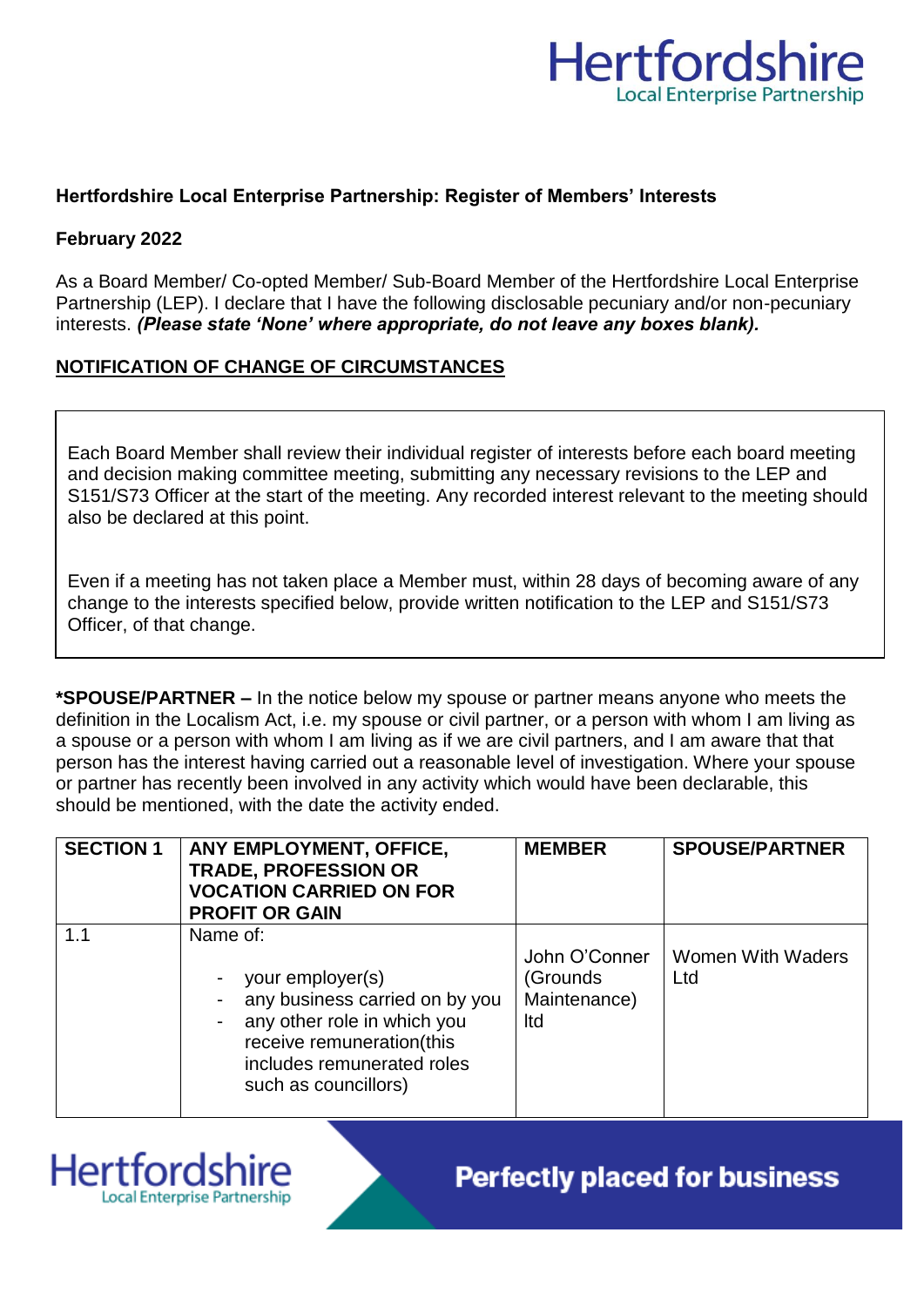**Hertfordshire Local Enterprise Partnership: Register of Members' Interests**

**February 2022**

As a Board Member/ Co-opted Member/ Sub-Board Member of the Hertfordshire Local Enterprise Partnership (LEP). I declare that I have the following disclosable pecuniary and/or non-pecuniary interests. ***(Please state 'None' where appropriate, do not leave any boxes blank).***

**NOTIFICATION OF CHANGE OF CIRCUMSTANCES**

Each Board Member shall review their individual register of interests before each board meeting and decision making committee meeting, submitting any necessary revisions to the LEP and S151/S73 Officer at the start of the meeting. Any recorded interest relevant to the meeting should also be declared at this point.

Even if a meeting has not taken place a Member must, within 28 days of becoming aware of any change to the interests specified below, provide written notification to the LEP and S151/S73 Officer, of that change.

**\*SPOUSE/PARTNER –** In the notice below my spouse or partner means anyone who meets the definition in the Localism Act, i.e. my spouse or civil partner, or a person with whom I am living as a spouse or a person with whom I am living as if we are civil partners, and I am aware that that person has the interest having carried out a reasonable level of investigation. Where your spouse or partner has recently been involved in any activity which would have been declarable, this should be mentioned, with the date the activity ended.

| SECTION 1 | ANY EMPLOYMENT, OFFICE, TRADE, PROFESSION OR VOCATION CARRIED ON FOR PROFIT OR GAIN | MEMBER | SPOUSE/PARTNER |
|---|---|---|---|
| 1.1 | Name of:<br>- your employer(s)<br>- any business carried on by you<br>- any other role in which you receive remuneration(this includes remunerated roles such as councillors) | John O'Conner (Grounds Maintenance) ltd | Women With Waders Ltd |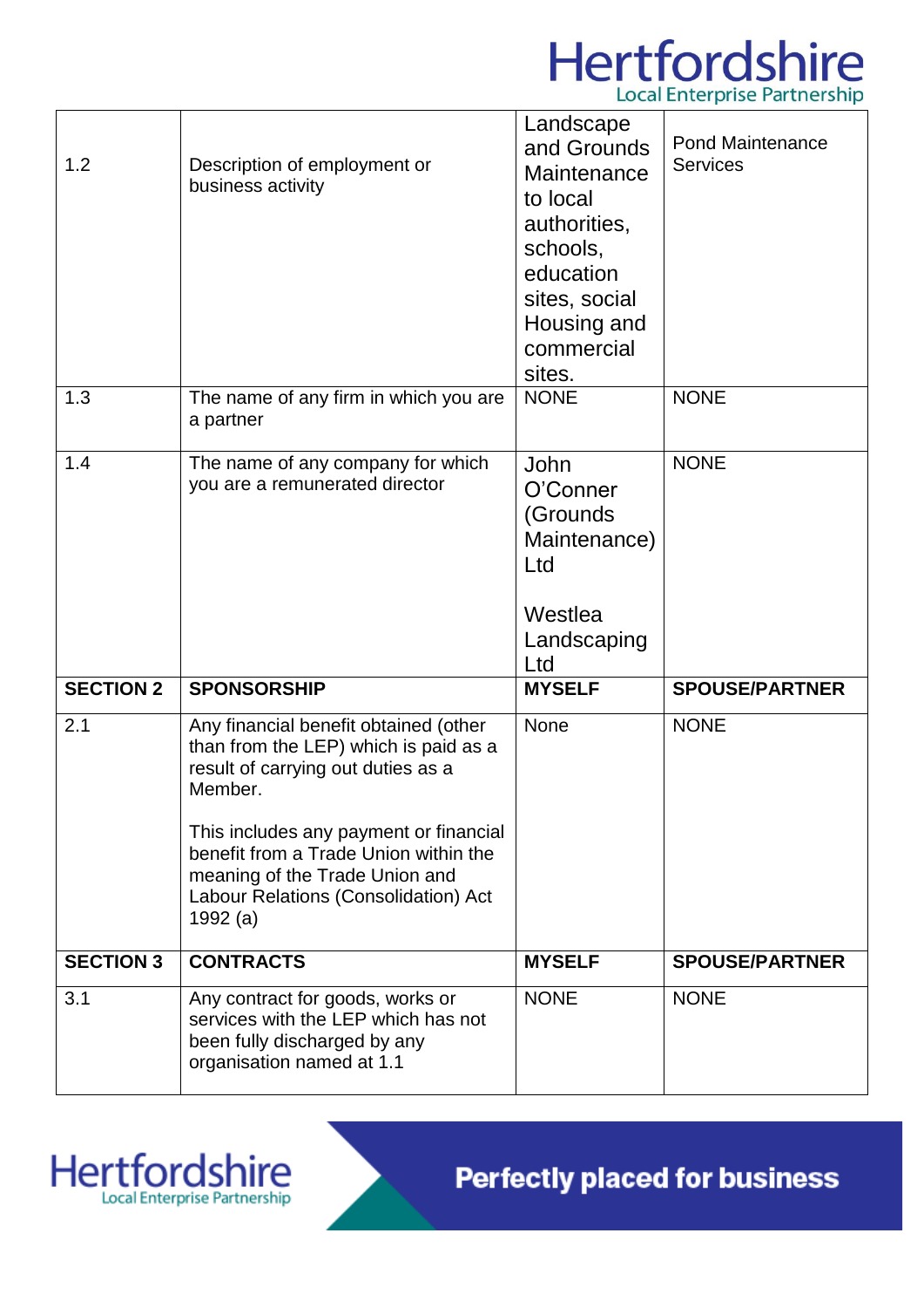| | | | |
|---|---|---|---|
| 1.2 | Description of employment or business activity | Landscape and Grounds Maintenance to local authorities, schools, education sites, social Housing and commercial sites. | Pond Maintenance Services |
| 1.3 | The name of any firm in which you are a partner | NONE | NONE |
| 1.4 | The name of any company for which you are a remunerated director | John O'Conner (Grounds Maintenance) Ltd<br><br>Westlea Landscaping Ltd | NONE |
| **SECTION 2** | **SPONSORSHIP** | **MYSELF** | **SPOUSE/PARTNER** |
| 2.1 | Any financial benefit obtained (other than from the LEP) which is paid as a result of carrying out duties as a Member.<br><br>This includes any payment or financial benefit from a Trade Union within the meaning of the Trade Union and Labour Relations (Consolidation) Act 1992 (a) | None | NONE |
| **SECTION 3** | **CONTRACTS** | **MYSELF** | **SPOUSE/PARTNER** |
| 3.1 | Any contract for goods, works or services with the LEP which has not been fully discharged by any organisation named at 1.1 | NONE | NONE |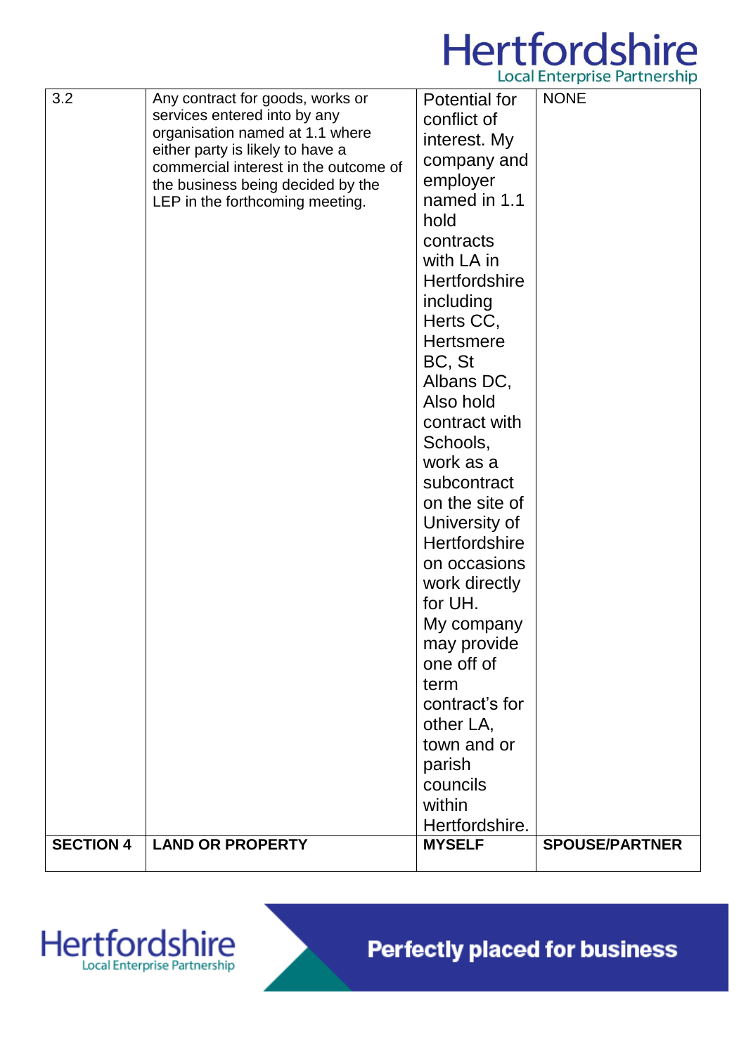| 3.2 | Any contract for goods, works or services entered into by any organisation named at 1.1 where either party is likely to have a commercial interest in the outcome of the business being decided by the LEP in the forthcoming meeting. | Potential for conflict of interest. My company and employer named in 1.1 hold contracts with LA in Hertfordshire including Herts CC, Hertsmere BC, St Albans DC, Also hold contract with Schools, work as a subcontract on the site of University of Hertfordshire on occasions work directly for UH. My company may provide one off of term contract's for other LA, town and or parish councils within Hertfordshire. | NONE |
|---|---|---|---|
| **SECTION 4** | **LAND OR PROPERTY** | **MYSELF** | **SPOUSE/PARTNER** |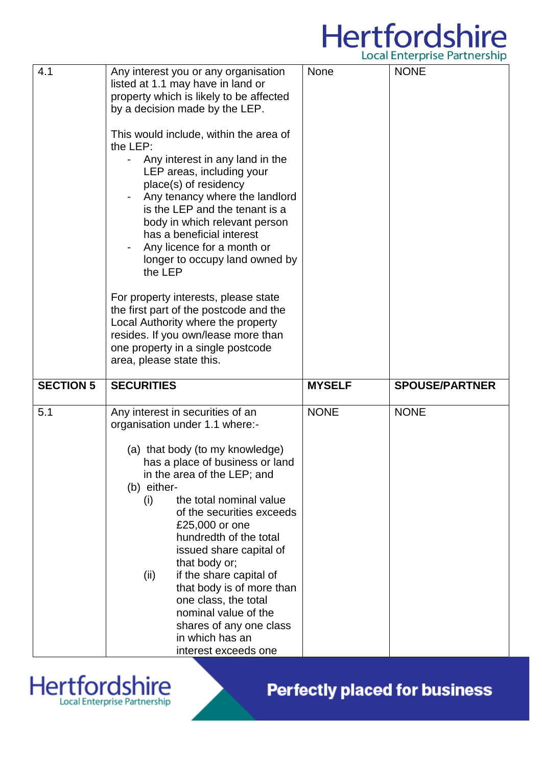| 4.1 | Any interest you or any organisation listed at 1.1 may have in land or property which is likely to be affected by a decision made by the LEP.<br><br>This would include, within the area of the LEP:<br>- Any interest in any land in the LEP areas, including your place(s) of residency<br>- Any tenancy where the landlord is the LEP and the tenant is a body in which relevant person has a beneficial interest<br>- Any licence for a month or longer to occupy land owned by the LEP<br><br>For property interests, please state the first part of the postcode and the Local Authority where the property resides. If you own/lease more than one property in a single postcode area, please state this. | None | NONE |
|---|---|---|---|
| **SECTION 5** | **SECURITIES** | **MYSELF** | **SPOUSE/PARTNER** |
| 5.1 | Any interest in securities of an organisation under 1.1 where:-<br><br>(a) that body (to my knowledge) has a place of business or land in the area of the LEP; and<br>(b) either-<br>(i) the total nominal value of the securities exceeds £25,000 or one hundredth of the total issued share capital of that body or;<br>(ii) if the share capital of that body is of more than one class, the total nominal value of the shares of any one class in which has an interest exceeds one | NONE | NONE |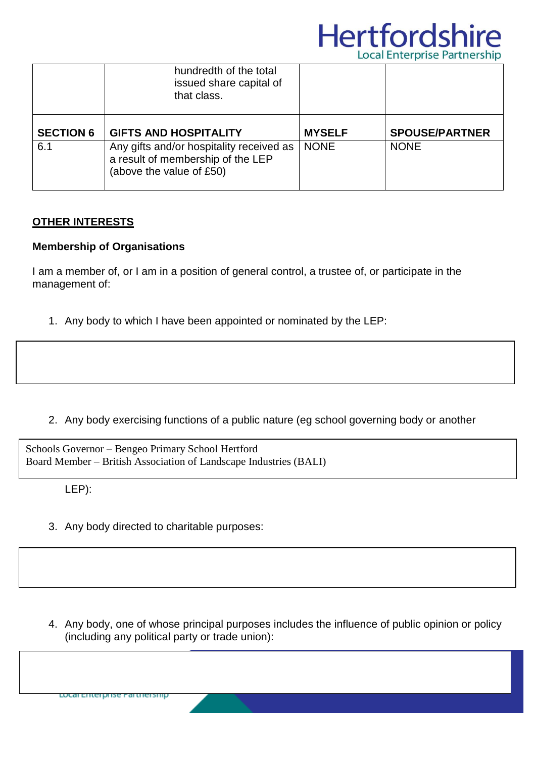|  | hundredth of the total issued share capital of that class. |  |  |
|---|---|---|---|
| **SECTION 6** | **GIFTS AND HOSPITALITY** | **MYSELF** | **SPOUSE/PARTNER** |
| 6.1 | Any gifts and/or hospitality received as a result of membership of the LEP (above the value of £50) | NONE | NONE |

## OTHER INTERESTS

### Membership of Organisations

I am a member of, or I am in a position of general control, a trustee of, or participate in the management of:

1. Any body to which I have been appointed or nominated by the LEP:

2. Any body exercising functions of a public nature (eg school governing body or another LEP):

Schools Governor – Bengeo Primary School Hertford
Board Member – British Association of Landscape Industries (BALI)

3. Any body directed to charitable purposes:

4. Any body, one of whose principal purposes includes the influence of public opinion or policy (including any political party or trade union):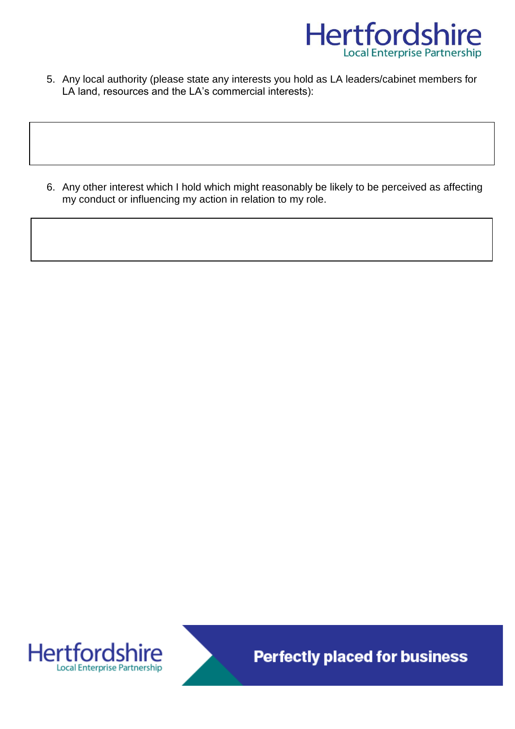5. Any local authority (please state any interests you hold as LA leaders/cabinet members for LA land, resources and the LA's commercial interests):

| |
|---|
| |

6. Any other interest which I hold which might reasonably be likely to be perceived as affecting my conduct or influencing my action in relation to my role.

| |
|---|
| |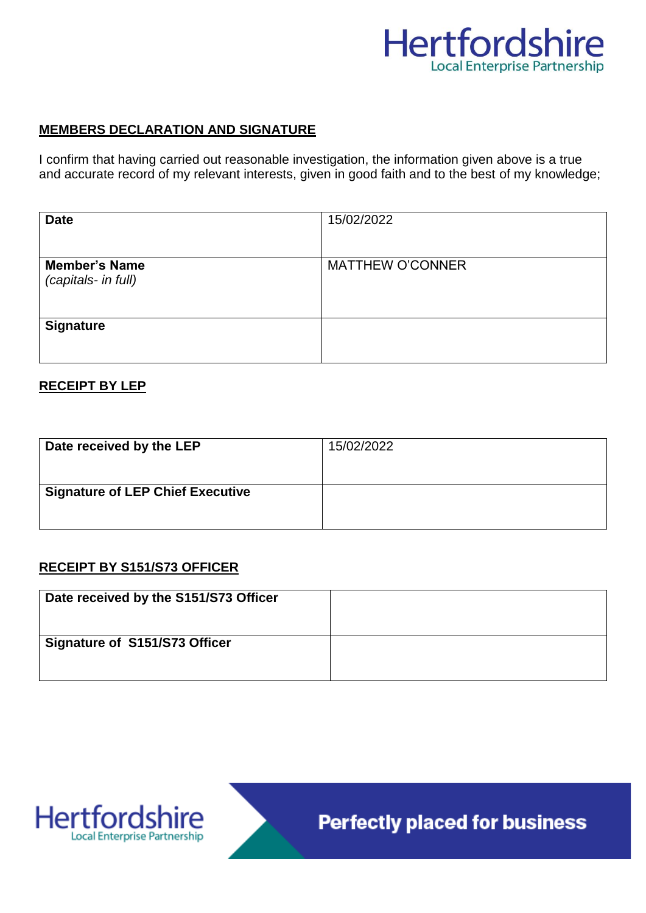**MEMBERS DECLARATION AND SIGNATURE**

I confirm that having carried out reasonable investigation, the information given above is a true and accurate record of my relevant interests, given in good faith and to the best of my knowledge;

| | |
|---|---|
| **Date** | 15/02/2022 |
| **Member's Name** *(capitals- in full)* | MATTHEW O'CONNER |
| **Signature** | |

**RECEIPT BY LEP**

| | |
|---|---|
| **Date received by the LEP** | 15/02/2022 |
| **Signature of LEP Chief Executive** | |

**RECEIPT BY S151/S73 OFFICER**

| | |
|---|---|
| **Date received by the S151/S73 Officer** | |
| **Signature of S151/S73 Officer** | |

Perfectly placed for business